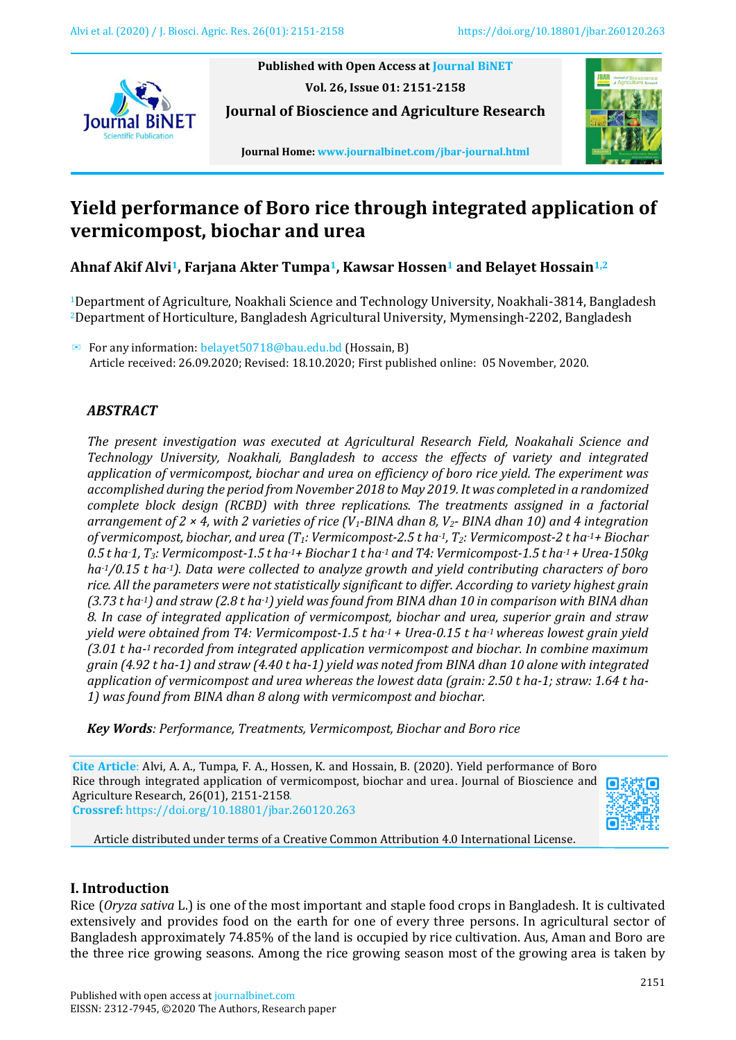Published with Open Access at Journal BiNET

Vol. 26, Issue 01: 2151-2158

**Journal of Bioscience and Agriculture Research**

Journal Home: www.journalbinet.com/jbar-journal.html

# Yield performance of Boro rice through integrated application of vermicompost, biochar and urea

**Ahnaf Akif Alvi[1], Farjana Akter Tumpa[1], Kawsar Hossen[1] and Belayet Hossain[1,2]**

[1]Department of Agriculture, Noakhali Science and Technology University, Noakhali-3814, Bangladesh
[2]Department of Horticulture, Bangladesh Agricultural University, Mymensingh-2202, Bangladesh

✉ For any information: belayet50718@bau.edu.bd (Hossain, B)
Article received: 26.09.2020; Revised: 18.10.2020; First published online: 05 November, 2020.

## ABSTRACT

*The present investigation was executed at Agricultural Research Field, Noakahali Science and Technology University, Noakhali, Bangladesh to access the effects of variety and integrated application of vermicompost, biochar and urea on efficiency of boro rice yield. The experiment was accomplished during the period from November 2018 to May 2019. It was completed in a randomized complete block design (RCBD) with three replications. The treatments assigned in a factorial arrangement of 2 × 4, with 2 varieties of rice ($V_1$-BINA dhan 8, $V_2$- BINA dhan 10) and 4 integration of vermicompost, biochar, and urea ($T_1$: Vermicompost-2.5 t ha$^{-1}$, $T_2$: Vermicompost-2 t ha$^{-1}$+ Biochar 0.5 t ha-1, $T_3$: Vermicompost-1.5 t ha$^{-1}$+ Biochar 1 t ha$^{-1}$ and T4: Vermicompost-1.5 t ha$^{-1}$ + Urea-150kg ha$^{-1}$/0.15 t ha$^{-1}$). Data were collected to analyze growth and yield contributing characters of boro rice. All the parameters were not statistically significant to differ. According to variety highest grain (3.73 t ha$^{-1}$) and straw (2.8 t ha$^{-1}$) yield was found from BINA dhan 10 in comparison with BINA dhan 8. In case of integrated application of vermicompost, biochar and urea, superior grain and straw yield were obtained from T4: Vermicompost-1.5 t ha$^{-1}$ + Urea-0.15 t ha$^{-1}$ whereas lowest grain yield (3.01 t ha$^{-1}$ recorded from integrated application vermicompost and biochar. In combine maximum grain (4.92 t ha-1) and straw (4.40 t ha-1) yield was noted from BINA dhan 10 alone with integrated application of vermicompost and urea whereas the lowest data (grain: 2.50 t ha-1; straw: 1.64 t ha-1) was found from BINA dhan 8 along with vermicompost and biochar.*

***Key Words**: Performance, Treatments, Vermicompost, Biochar and Boro rice*

**Cite Article**: Alvi, A. A., Tumpa, F. A., Hossen, K. and Hossain, B. (2020). Yield performance of Boro Rice through integrated application of vermicompost, biochar and urea. Journal of Bioscience and Agriculture Research, 26(01), 2151-2158.
**Crossref:** https://doi.org/10.18801/jbar.260120.263

Article distributed under terms of a Creative Common Attribution 4.0 International License.

## I. Introduction

Rice (*Oryza sativa* L.) is one of the most important and staple food crops in Bangladesh. It is cultivated extensively and provides food on the earth for one of every three persons. In agricultural sector of Bangladesh approximately 74.85% of the land is occupied by rice cultivation. Aus, Aman and Boro are the three rice growing seasons. Among the rice growing season most of the growing area is taken by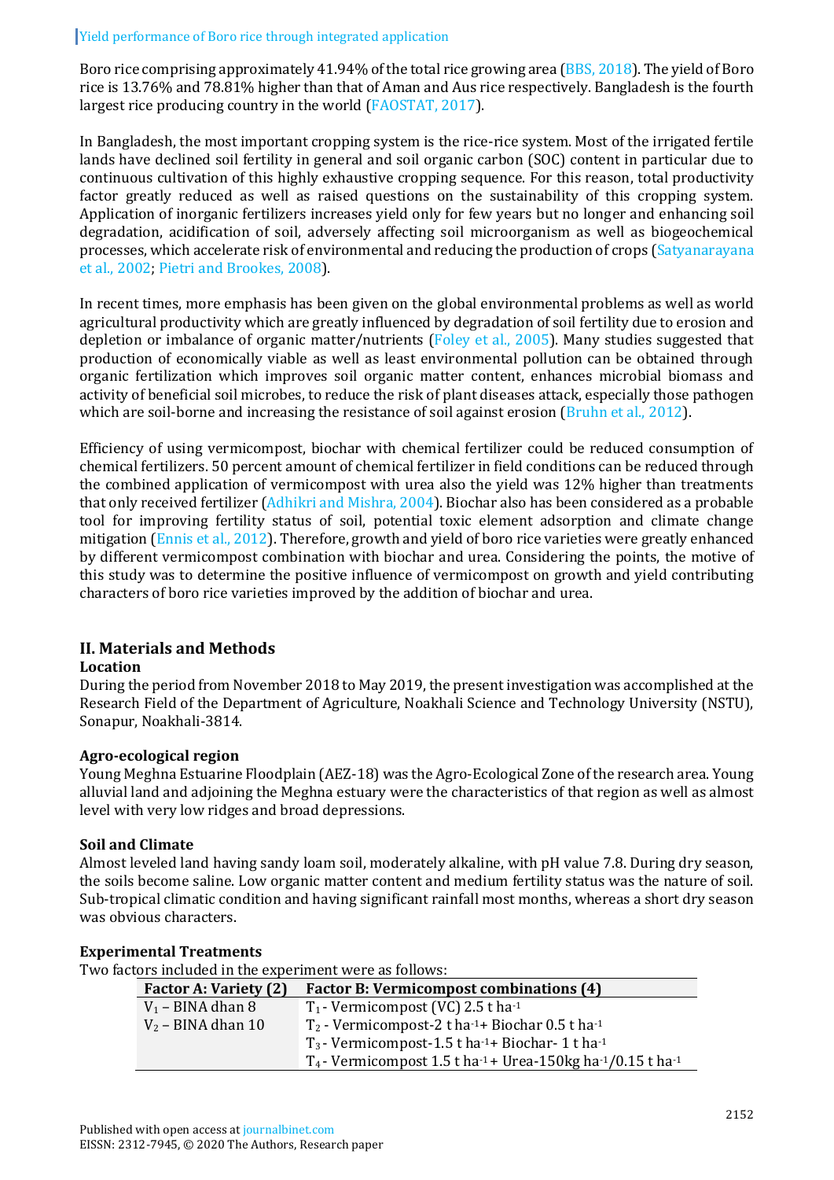Boro rice comprising approximately 41.94% of the total rice growing area (BBS, 2018). The yield of Boro rice is 13.76% and 78.81% higher than that of Aman and Aus rice respectively. Bangladesh is the fourth largest rice producing country in the world (FAOSTAT, 2017).

In Bangladesh, the most important cropping system is the rice-rice system. Most of the irrigated fertile lands have declined soil fertility in general and soil organic carbon (SOC) content in particular due to continuous cultivation of this highly exhaustive cropping sequence. For this reason, total productivity factor greatly reduced as well as raised questions on the sustainability of this cropping system. Application of inorganic fertilizers increases yield only for few years but no longer and enhancing soil degradation, acidification of soil, adversely affecting soil microorganism as well as biogeochemical processes, which accelerate risk of environmental and reducing the production of crops (Satyanarayana et al., 2002; Pietri and Brookes, 2008).

In recent times, more emphasis has been given on the global environmental problems as well as world agricultural productivity which are greatly influenced by degradation of soil fertility due to erosion and depletion or imbalance of organic matter/nutrients (Foley et al., 2005). Many studies suggested that production of economically viable as well as least environmental pollution can be obtained through organic fertilization which improves soil organic matter content, enhances microbial biomass and activity of beneficial soil microbes, to reduce the risk of plant diseases attack, especially those pathogen which are soil-borne and increasing the resistance of soil against erosion (Bruhn et al., 2012).

Efficiency of using vermicompost, biochar with chemical fertilizer could be reduced consumption of chemical fertilizers. 50 percent amount of chemical fertilizer in field conditions can be reduced through the combined application of vermicompost with urea also the yield was 12% higher than treatments that only received fertilizer (Adhikri and Mishra, 2004). Biochar also has been considered as a probable tool for improving fertility status of soil, potential toxic element adsorption and climate change mitigation (Ennis et al., 2012). Therefore, growth and yield of boro rice varieties were greatly enhanced by different vermicompost combination with biochar and urea. Considering the points, the motive of this study was to determine the positive influence of vermicompost on growth and yield contributing characters of boro rice varieties improved by the addition of biochar and urea.

## II. Materials and Methods

### Location

During the period from November 2018 to May 2019, the present investigation was accomplished at the Research Field of the Department of Agriculture, Noakhali Science and Technology University (NSTU), Sonapur, Noakhali-3814.

### Agro-ecological region

Young Meghna Estuarine Floodplain (AEZ-18) was the Agro-Ecological Zone of the research area. Young alluvial land and adjoining the Meghna estuary were the characteristics of that region as well as almost level with very low ridges and broad depressions.

### Soil and Climate

Almost leveled land having sandy loam soil, moderately alkaline, with pH value 7.8. During dry season, the soils become saline. Low organic matter content and medium fertility status was the nature of soil. Sub-tropical climatic condition and having significant rainfall most months, whereas a short dry season was obvious characters.

### Experimental Treatments

Two factors included in the experiment were as follows:

| Factor A: Variety (2) | Factor B: Vermicompost combinations (4) |
|---|---|
| $V_1$ – BINA dhan 8 | $T_1$ - Vermicompost (VC) 2.5 t ha$^{-1}$ |
| $V_2$ – BINA dhan 10 | $T_2$ - Vermicompost-2 t ha$^{-1}$+ Biochar 0.5 t ha$^{-1}$ |
| | $T_3$ - Vermicompost-1.5 t ha$^{-1}$+ Biochar- 1 t ha$^{-1}$ |
| | $T_4$ - Vermicompost 1.5 t ha$^{-1}$ + Urea-150kg ha$^{-1}$/0.15 t ha$^{-1}$ |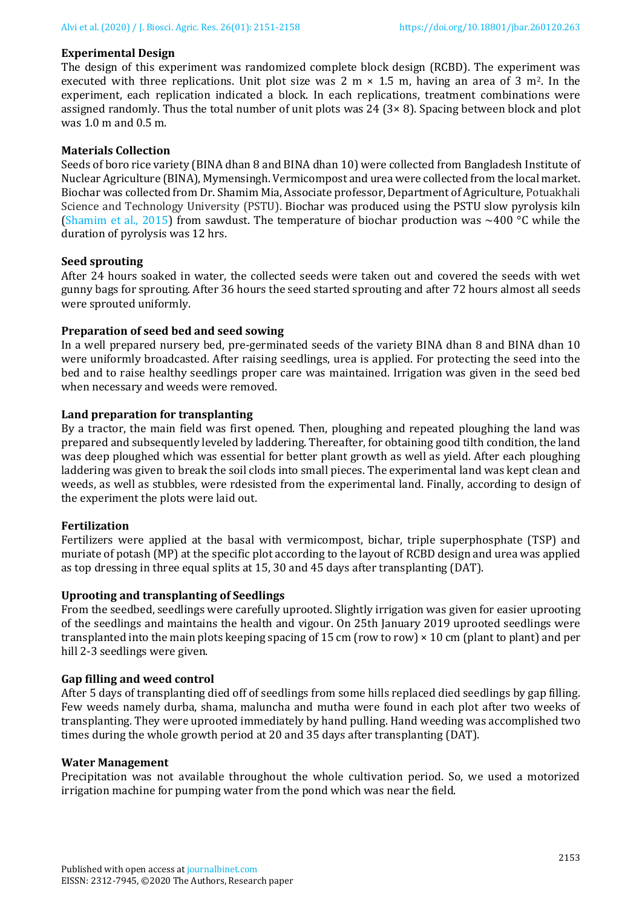### Experimental Design

The design of this experiment was randomized complete block design (RCBD). The experiment was executed with three replications. Unit plot size was 2 m × 1.5 m, having an area of 3 $m^2$. In the experiment, each replication indicated a block. In each replications, treatment combinations were assigned randomly. Thus the total number of unit plots was 24 (3× 8). Spacing between block and plot was 1.0 m and 0.5 m.

### Materials Collection

Seeds of boro rice variety (BINA dhan 8 and BINA dhan 10) were collected from Bangladesh Institute of Nuclear Agriculture (BINA), Mymensingh. Vermicompost and urea were collected from the local market. Biochar was collected from Dr. Shamim Mia, Associate professor, Department of Agriculture, Potuakhali Science and Technology University (PSTU). Biochar was produced using the PSTU slow pyrolysis kiln (Shamim et al., 2015) from sawdust. The temperature of biochar production was ~400 °C while the duration of pyrolysis was 12 hrs.

### Seed sprouting

After 24 hours soaked in water, the collected seeds were taken out and covered the seeds with wet gunny bags for sprouting. After 36 hours the seed started sprouting and after 72 hours almost all seeds were sprouted uniformly.

### Preparation of seed bed and seed sowing

In a well prepared nursery bed, pre-germinated seeds of the variety BINA dhan 8 and BINA dhan 10 were uniformly broadcasted. After raising seedlings, urea is applied. For protecting the seed into the bed and to raise healthy seedlings proper care was maintained. Irrigation was given in the seed bed when necessary and weeds were removed.

### Land preparation for transplanting

By a tractor, the main field was first opened. Then, ploughing and repeated ploughing the land was prepared and subsequently leveled by laddering. Thereafter, for obtaining good tilth condition, the land was deep ploughed which was essential for better plant growth as well as yield. After each ploughing laddering was given to break the soil clods into small pieces. The experimental land was kept clean and weeds, as well as stubbles, were rdesisted from the experimental land. Finally, according to design of the experiment the plots were laid out.

### Fertilization

Fertilizers were applied at the basal with vermicompost, bichar, triple superphosphate (TSP) and muriate of potash (MP) at the specific plot according to the layout of RCBD design and urea was applied as top dressing in three equal splits at 15, 30 and 45 days after transplanting (DAT).

### Uprooting and transplanting of Seedlings

From the seedbed, seedlings were carefully uprooted. Slightly irrigation was given for easier uprooting of the seedlings and maintains the health and vigour. On 25th January 2019 uprooted seedlings were transplanted into the main plots keeping spacing of 15 cm (row to row) × 10 cm (plant to plant) and per hill 2-3 seedlings were given.

### Gap filling and weed control

After 5 days of transplanting died off of seedlings from some hills replaced died seedlings by gap filling. Few weeds namely durba, shama, maluncha and mutha were found in each plot after two weeks of transplanting. They were uprooted immediately by hand pulling. Hand weeding was accomplished two times during the whole growth period at 20 and 35 days after transplanting (DAT).

### Water Management

Precipitation was not available throughout the whole cultivation period. So, we used a motorized irrigation machine for pumping water from the pond which was near the field.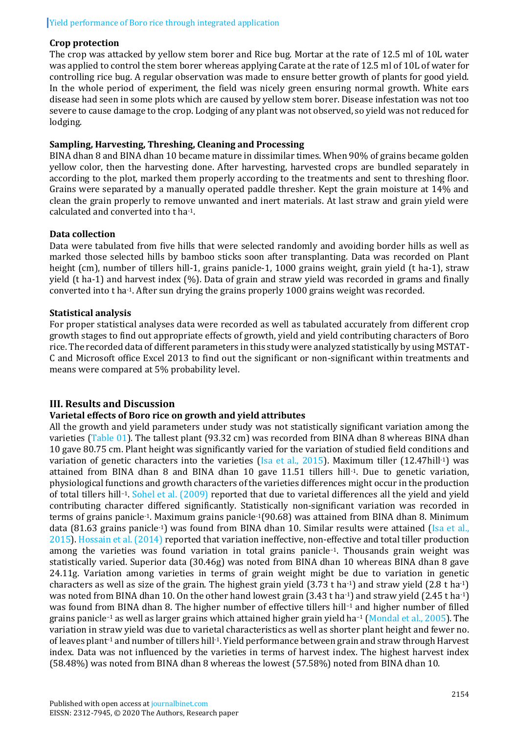### Crop protection

The crop was attacked by yellow stem borer and Rice bug. Mortar at the rate of 12.5 ml of 10L water was applied to control the stem borer whereas applying Carate at the rate of 12.5 ml of 10L of water for controlling rice bug. A regular observation was made to ensure better growth of plants for good yield. In the whole period of experiment, the field was nicely green ensuring normal growth. White ears disease had seen in some plots which are caused by yellow stem borer. Disease infestation was not too severe to cause damage to the crop. Lodging of any plant was not observed, so yield was not reduced for lodging.

### Sampling, Harvesting, Threshing, Cleaning and Processing

BINA dhan 8 and BINA dhan 10 became mature in dissimilar times. When 90% of grains became golden yellow color, then the harvesting done. After harvesting, harvested crops are bundled separately in according to the plot, marked them properly according to the treatments and sent to threshing floor. Grains were separated by a manually operated paddle thresher. Kept the grain moisture at 14% and clean the grain properly to remove unwanted and inert materials. At last straw and grain yield were calculated and converted into t ha$^{-1}$.

### Data collection

Data were tabulated from five hills that were selected randomly and avoiding border hills as well as marked those selected hills by bamboo sticks soon after transplanting. Data was recorded on Plant height (cm), number of tillers hill-1, grains panicle-1, 1000 grains weight, grain yield (t ha-1), straw yield (t ha-1) and harvest index (%). Data of grain and straw yield was recorded in grams and finally converted into t ha$^{-1}$. After sun drying the grains properly 1000 grains weight was recorded.

### Statistical analysis

For proper statistical analyses data were recorded as well as tabulated accurately from different crop growth stages to find out appropriate effects of growth, yield and yield contributing characters of Boro rice. The recorded data of different parameters in this study were analyzed statistically by using MSTAT-C and Microsoft office Excel 2013 to find out the significant or non-significant within treatments and means were compared at 5% probability level.

## III. Results and Discussion

### Varietal effects of Boro rice on growth and yield attributes

All the growth and yield parameters under study was not statistically significant variation among the varieties (Table 01). The tallest plant (93.32 cm) was recorded from BINA dhan 8 whereas BINA dhan 10 gave 80.75 cm. Plant height was significantly varied for the variation of studied field conditions and variation of genetic characters into the varieties (Isa et al., 2015). Maximum tiller (12.47hill$^{-1}$) was attained from BINA dhan 8 and BINA dhan 10 gave 11.51 tillers hill$^{-1}$. Due to genetic variation, physiological functions and growth characters of the varieties differences might occur in the production of total tillers hill$^{-1}$. Sohel et al. (2009) reported that due to varietal differences all the yield and yield contributing character differed significantly. Statistically non-significant variation was recorded in terms of grains panicle$^{-1}$. Maximum grains panicle$^{-1}$(90.68) was attained from BINA dhan 8. Minimum data (81.63 grains panicle$^{-1}$) was found from BINA dhan 10. Similar results were attained (Isa et al., 2015). Hossain et al. (2014) reported that variation ineffective, non-effective and total tiller production among the varieties was found variation in total grains panicle$^{-1}$. Thousands grain weight was statistically varied. Superior data (30.46g) was noted from BINA dhan 10 whereas BINA dhan 8 gave 24.11g. Variation among varieties in terms of grain weight might be due to variation in genetic characters as well as size of the grain. The highest grain yield (3.73 t ha$^{-1}$) and straw yield (2.8 t ha$^{-1}$) was noted from BINA dhan 10. On the other hand lowest grain (3.43 t ha$^{-1}$) and straw yield (2.45 t ha$^{-1}$) was found from BINA dhan 8. The higher number of effective tillers hill$^{-1}$ and higher number of filled grains panicle$^{-1}$ as well as larger grains which attained higher grain yield ha$^{-1}$ (Mondal et al., 2005). The variation in straw yield was due to varietal characteristics as well as shorter plant height and fewer no. of leaves plant$^{-1}$ and number of tillers hill$^{-1}$. Yield performance between grain and straw through Harvest index. Data was not influenced by the varieties in terms of harvest index. The highest harvest index (58.48%) was noted from BINA dhan 8 whereas the lowest (57.58%) noted from BINA dhan 10.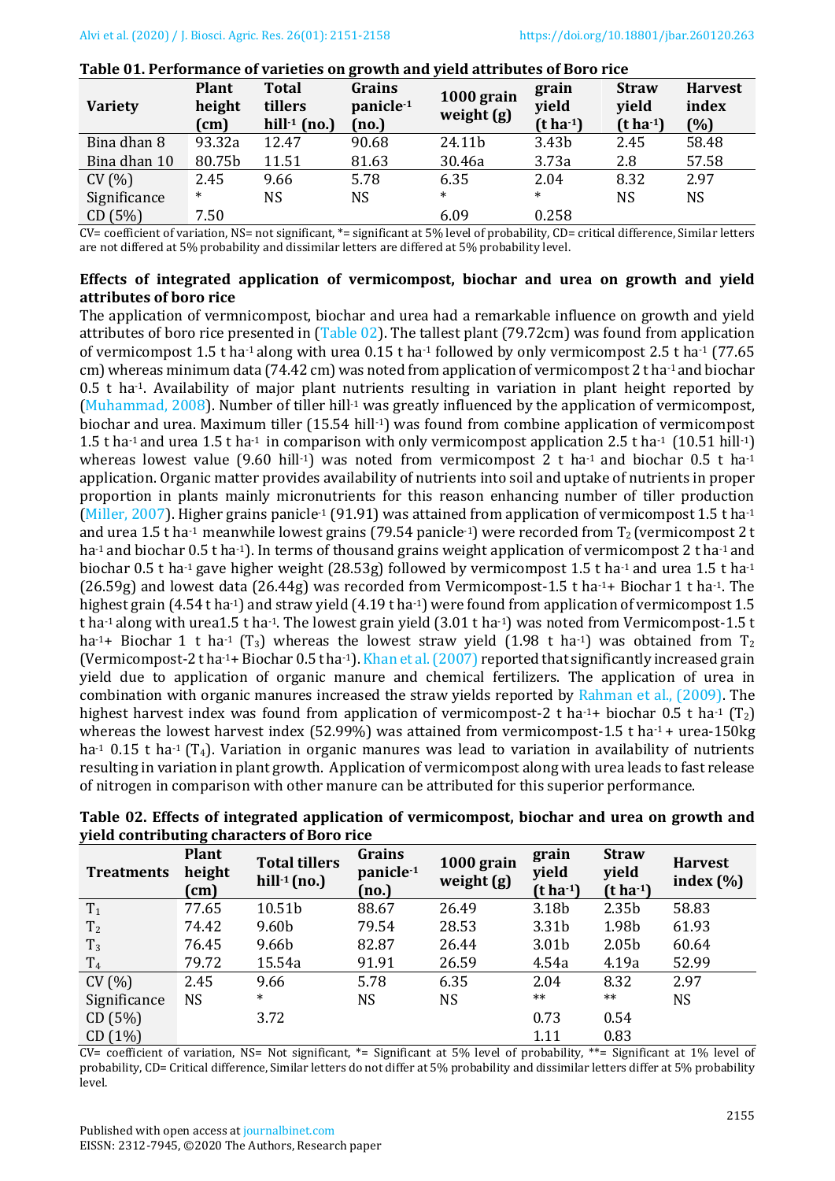**Table 01. Performance of varieties on growth and yield attributes of Boro rice**

| Variety | Plant height (cm) | Total tillers hill$^{-1}$ (no.) | Grains panicle$^{-1}$ (no.) | 1000 grain weight (g) | grain yield (t ha$^{-1}$) | Straw yield (t ha$^{-1}$) | Harvest index (%) |
|---|---|---|---|---|---|---|---|
| Bina dhan 8 | 93.32a | 12.47 | 90.68 | 24.11b | 3.43b | 2.45 | 58.48 |
| Bina dhan 10 | 80.75b | 11.51 | 81.63 | 30.46a | 3.73a | 2.8 | 57.58 |
| CV (%) | 2.45 | 9.66 | 5.78 | 6.35 | 2.04 | 8.32 | 2.97 |
| Significance | * | NS | NS | * | * | NS | NS |
| CD (5%) | 7.50 | | | 6.09 | 0.258 | | |

CV= coefficient of variation, NS= not significant, *= significant at 5% level of probability, CD= critical difference, Similar letters are not differed at 5% probability and dissimilar letters are differed at 5% probability level.

### Effects of integrated application of vermicompost, biochar and urea on growth and yield attributes of boro rice

The application of vermnicompost, biochar and urea had a remarkable influence on growth and yield attributes of boro rice presented in (Table 02). The tallest plant (79.72cm) was found from application of vermicompost 1.5 t ha$^{-1}$ along with urea 0.15 t ha$^{-1}$ followed by only vermicompost 2.5 t ha$^{-1}$ (77.65 cm) whereas minimum data (74.42 cm) was noted from application of vermicompost 2 t ha$^{-1}$ and biochar 0.5 t ha$^{-1}$. Availability of major plant nutrients resulting in variation in plant height reported by (Muhammad, 2008). Number of tiller hill$^{-1}$ was greatly influenced by the application of vermicompost, biochar and urea. Maximum tiller (15.54 hill$^{-1}$) was found from combine application of vermicompost 1.5 t ha$^{-1}$ and urea 1.5 t ha$^{-1}$ in comparison with only vermicompost application 2.5 t ha$^{-1}$ (10.51 hill$^{-1}$) whereas lowest value (9.60 hill$^{-1}$) was noted from vermicompost 2 t ha$^{-1}$ and biochar 0.5 t ha$^{-1}$ application. Organic matter provides availability of nutrients into soil and uptake of nutrients in proper proportion in plants mainly micronutrients for this reason enhancing number of tiller production (Miller, 2007). Higher grains panicle$^{-1}$ (91.91) was attained from application of vermicompost 1.5 t ha$^{-1}$ and urea 1.5 t ha$^{-1}$ meanwhile lowest grains (79.54 panicle$^{-1}$) were recorded from $T_2$ (vermicompost 2 t ha$^{-1}$ and biochar 0.5 t ha$^{-1}$). In terms of thousand grains weight application of vermicompost 2 t ha$^{-1}$ and biochar 0.5 t ha$^{-1}$ gave higher weight (28.53g) followed by vermicompost 1.5 t ha$^{-1}$ and urea 1.5 t ha$^{-1}$ (26.59g) and lowest data (26.44g) was recorded from Vermicompost-1.5 t ha$^{-1}$+ Biochar 1 t ha$^{-1}$. The highest grain (4.54 t ha$^{-1}$) and straw yield (4.19 t ha$^{-1}$) were found from application of vermicompost 1.5 t ha$^{-1}$ along with urea1.5 t ha$^{-1}$. The lowest grain yield (3.01 t ha$^{-1}$) was noted from Vermicompost-1.5 t ha$^{-1}$+ Biochar 1 t ha$^{-1}$ ($T_3$) whereas the lowest straw yield (1.98 t ha$^{-1}$) was obtained from $T_2$ (Vermicompost-2 t ha$^{-1}$+ Biochar 0.5 t ha$^{-1}$). Khan et al. (2007) reported that significantly increased grain yield due to application of organic manure and chemical fertilizers. The application of urea in combination with organic manures increased the straw yields reported by Rahman et al., (2009). The highest harvest index was found from application of vermicompost-2 t ha$^{-1}$+ biochar 0.5 t ha$^{-1}$ ($T_2$) whereas the lowest harvest index (52.99%) was attained from vermicompost-1.5 t ha$^{-1}$ + urea-150kg ha$^{-1}$ 0.15 t ha$^{-1}$ ($T_4$). Variation in organic manures was lead to variation in availability of nutrients resulting in variation in plant growth. Application of vermicompost along with urea leads to fast release of nitrogen in comparison with other manure can be attributed for this superior performance.

**Table 02. Effects of integrated application of vermicompost, biochar and urea on growth and yield contributing characters of Boro rice**

| Treatments | Plant height (cm) | Total tillers hill$^{-1}$ (no.) | Grains panicle$^{-1}$ (no.) | 1000 grain weight (g) | grain yield (t ha$^{-1}$) | Straw yield (t ha$^{-1}$) | Harvest index (%) |
|---|---|---|---|---|---|---|---|
| $T_1$ | 77.65 | 10.51b | 88.67 | 26.49 | 3.18b | 2.35b | 58.83 |
| $T_2$ | 74.42 | 9.60b | 79.54 | 28.53 | 3.31b | 1.98b | 61.93 |
| $T_3$ | 76.45 | 9.66b | 82.87 | 26.44 | 3.01b | 2.05b | 60.64 |
| $T_4$ | 79.72 | 15.54a | 91.91 | 26.59 | 4.54a | 4.19a | 52.99 |
| CV (%) | 2.45 | 9.66 | 5.78 | 6.35 | 2.04 | 8.32 | 2.97 |
| Significance | NS | * | NS | NS | ** | ** | NS |
| CD (5%) | | 3.72 | | | 0.73 | 0.54 | |
| CD (1%) | | | | | 1.11 | 0.83 | |

CV= coefficient of variation, NS= Not significant, *= Significant at 5% level of probability, **= Significant at 1% level of probability, CD= Critical difference, Similar letters do not differ at 5% probability and dissimilar letters differ at 5% probability level.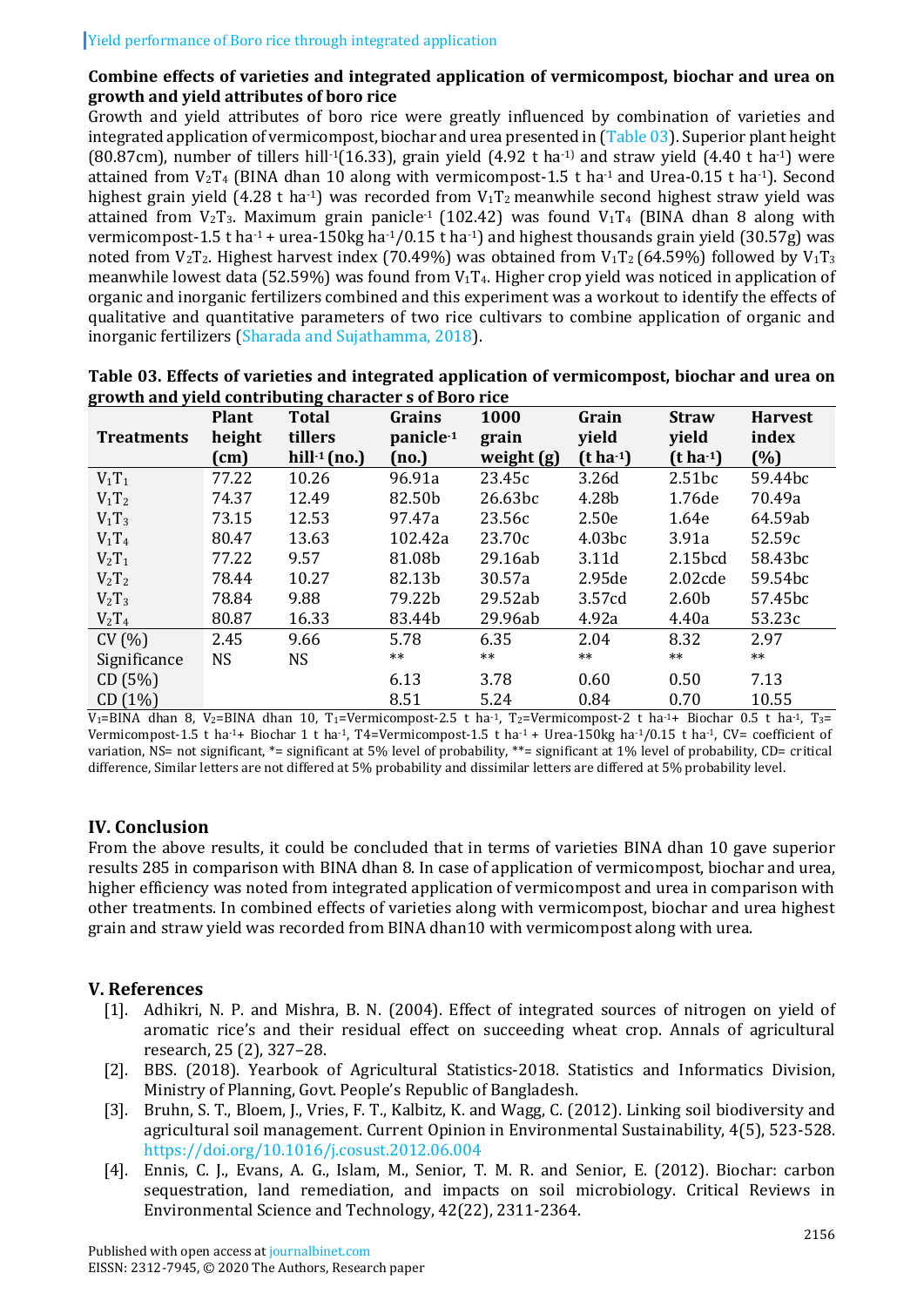**Combine effects of varieties and integrated application of vermicompost, biochar and urea on growth and yield attributes of boro rice**

Growth and yield attributes of boro rice were greatly influenced by combination of varieties and integrated application of vermicompost, biochar and urea presented in (Table 03). Superior plant height (80.87cm), number of tillers hill$^{-1}$(16.33), grain yield (4.92 t ha$^{-1)}$ and straw yield (4.40 t ha$^{-1}$) were attained from $V_2T_4$ (BINA dhan 10 along with vermicompost-1.5 t ha$^{-1}$ and Urea-0.15 t ha$^{-1}$). Second highest grain yield (4.28 t ha$^{-1}$) was recorded from $V_1T_2$ meanwhile second highest straw yield was attained from $V_2T_3$. Maximum grain panicle$^{-1}$ (102.42) was found $V_1T_4$ (BINA dhan 8 along with vermicompost-1.5 t ha$^{-1}$ + urea-150kg ha$^{-1}$/0.15 t ha$^{-1}$) and highest thousands grain yield (30.57g) was noted from $V_2T_2$. Highest harvest index (70.49%) was obtained from $V_1T_2$ (64.59%) followed by $V_1T_3$ meanwhile lowest data (52.59%) was found from $V_1T_4$. Higher crop yield was noticed in application of organic and inorganic fertilizers combined and this experiment was a workout to identify the effects of qualitative and quantitative parameters of two rice cultivars to combine application of organic and inorganic fertilizers (Sharada and Sujathamma, 2018).

**Table 03. Effects of varieties and integrated application of vermicompost, biochar and urea on growth and yield contributing character s of Boro rice**

| Treatments | Plant height (cm) | Total tillers hill$^{-1}$ (no.) | Grains panicle$^{-1}$ (no.) | 1000 grain weight (g) | Grain yield (t ha$^{-1}$) | Straw yield (t ha$^{-1}$) | Harvest index (%) |
|---|---|---|---|---|---|---|---|
| $V_1T_1$ | 77.22 | 10.26 | 96.91a | 23.45c | 3.26d | 2.51bc | 59.44bc |
| $V_1T_2$ | 74.37 | 12.49 | 82.50b | 26.63bc | 4.28b | 1.76de | 70.49a |
| $V_1T_3$ | 73.15 | 12.53 | 97.47a | 23.56c | 2.50e | 1.64e | 64.59ab |
| $V_1T_4$ | 80.47 | 13.63 | 102.42a | 23.70c | 4.03bc | 3.91a | 52.59c |
| $V_2T_1$ | 77.22 | 9.57 | 81.08b | 29.16ab | 3.11d | 2.15bcd | 58.43bc |
| $V_2T_2$ | 78.44 | 10.27 | 82.13b | 30.57a | 2.95de | 2.02cde | 59.54bc |
| $V_2T_3$ | 78.84 | 9.88 | 79.22b | 29.52ab | 3.57cd | 2.60b | 57.45bc |
| $V_2T_4$ | 80.87 | 16.33 | 83.44b | 29.96ab | 4.92a | 4.40a | 53.23c |
| CV (%) | 2.45 | 9.66 | 5.78 | 6.35 | 2.04 | 8.32 | 2.97 |
| Significance | NS | NS | ** | ** | ** | ** | ** |
| CD (5%) | | | 6.13 | 3.78 | 0.60 | 0.50 | 7.13 |
| CD (1%) | | | 8.51 | 5.24 | 0.84 | 0.70 | 10.55 |

$V_1$=BINA dhan 8, $V_2$=BINA dhan 10, $T_1$=Vermicompost-2.5 t ha$^{-1}$, $T_2$=Vermicompost-2 t ha$^{-1}$+ Biochar 0.5 t ha$^{-1}$, $T_3$= Vermicompost-1.5 t ha$^{-1}$+ Biochar 1 t ha$^{-1}$, T4=Vermicompost-1.5 t ha$^{-1}$ + Urea-150kg ha$^{-1}$/0.15 t ha$^{-1}$, CV= coefficient of variation, NS= not significant, *= significant at 5% level of probability, **= significant at 1% level of probability, CD= critical difference, Similar letters are not differed at 5% probability and dissimilar letters are differed at 5% probability level.

## IV. Conclusion

From the above results, it could be concluded that in terms of varieties BINA dhan 10 gave superior results 285 in comparison with BINA dhan 8. In case of application of vermicompost, biochar and urea, higher efficiency was noted from integrated application of vermicompost and urea in comparison with other treatments. In combined effects of varieties along with vermicompost, biochar and urea highest grain and straw yield was recorded from BINA dhan10 with vermicompost along with urea.

## V. References

[1]. Adhikri, N. P. and Mishra, B. N. (2004). Effect of integrated sources of nitrogen on yield of aromatic rice's and their residual effect on succeeding wheat crop. Annals of agricultural research, 25 (2), 327–28.

[2]. BBS. (2018). Yearbook of Agricultural Statistics-2018. Statistics and Informatics Division, Ministry of Planning, Govt. People's Republic of Bangladesh.

[3]. Bruhn, S. T., Bloem, J., Vries, F. T., Kalbitz, K. and Wagg, C. (2012). Linking soil biodiversity and agricultural soil management. Current Opinion in Environmental Sustainability, 4(5), 523-528. https://doi.org/10.1016/j.cosust.2012.06.004

[4]. Ennis, C. J., Evans, A. G., Islam, M., Senior, T. M. R. and Senior, E. (2012). Biochar: carbon sequestration, land remediation, and impacts on soil microbiology. Critical Reviews in Environmental Science and Technology, 42(22), 2311-2364.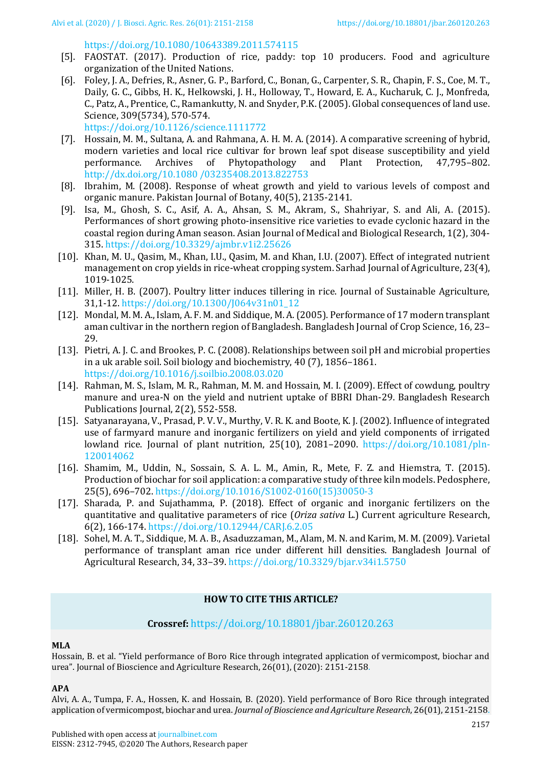https://doi.org/10.1080/10643389.2011.574115

[5]. FAOSTAT. (2017). Production of rice, paddy: top 10 producers. Food and agriculture organization of the United Nations.

[6]. Foley, J. A., Defries, R., Asner, G. P., Barford, C., Bonan, G., Carpenter, S. R., Chapin, F. S., Coe, M. T., Daily, G. C., Gibbs, H. K., Helkowski, J. H., Holloway, T., Howard, E. A., Kucharuk, C. J., Monfreda, C., Patz, A., Prentice, C., Ramankutty, N. and Snyder, P.K. (2005). Global consequences of land use. Science, 309(5734), 570-574. https://doi.org/10.1126/science.1111772

[7]. Hossain, M. M., Sultana, A. and Rahmana, A. H. M. A. (2014). A comparative screening of hybrid, modern varieties and local rice cultivar for brown leaf spot disease susceptibility and yield performance. Archives of Phytopathology and Plant Protection, 47,795–802. http://dx.doi.org/10.1080 /03235408.2013.822753

[8]. Ibrahim, M. (2008). Response of wheat growth and yield to various levels of compost and organic manure. Pakistan Journal of Botany, 40(5), 2135-2141.

[9]. Isa, M., Ghosh, S. C., Asif, A. A., Ahsan, S. M., Akram, S., Shahriyar, S. and Ali, A. (2015). Performances of short growing photo-insensitive rice varieties to evade cyclonic hazard in the coastal region during Aman season. Asian Journal of Medical and Biological Research, 1(2), 304-315. https://doi.org/10.3329/ajmbr.v1i2.25626

[10]. Khan, M. U., Qasim, M., Khan, I.U., Qasim, M. and Khan, I.U. (2007). Effect of integrated nutrient management on crop yields in rice-wheat cropping system. Sarhad Journal of Agriculture, 23(4), 1019-1025.

[11]. Miller, H. B. (2007). Poultry litter induces tillering in rice. Journal of Sustainable Agriculture, 31,1-12. https://doi.org/10.1300/J064v31n01_12

[12]. Mondal, M. M. A., Islam, A. F. M. and Siddique, M. A. (2005). Performance of 17 modern transplant aman cultivar in the northern region of Bangladesh. Bangladesh Journal of Crop Science, 16, 23–29.

[13]. Pietri, A. J. C. and Brookes, P. C. (2008). Relationships between soil pH and microbial properties in a uk arable soil. Soil biology and biochemistry, 40 (7), 1856–1861. https://doi.org/10.1016/j.soilbio.2008.03.020

[14]. Rahman, M. S., Islam, M. R., Rahman, M. M. and Hossain, M. I. (2009). Effect of cowdung, poultry manure and urea-N on the yield and nutrient uptake of BBRI Dhan-29. Bangladesh Research Publications Journal, 2(2), 552-558.

[15]. Satyanarayana, V., Prasad, P. V. V., Murthy, V. R. K. and Boote, K. J. (2002). Influence of integrated use of farmyard manure and inorganic fertilizers on yield and yield components of irrigated lowland rice. Journal of plant nutrition, 25(10), 2081–2090. https://doi.org/10.1081/pln-120014062

[16]. Shamim, M., Uddin, N., Sossain, S. A. L. M., Amin, R., Mete, F. Z. and Hiemstra, T. (2015). Production of biochar for soil application: a comparative study of three kiln models. Pedosphere, 25(5), 696–702. https://doi.org/10.1016/S1002-0160(15)30050-3

[17]. Sharada, P. and Sujathamma, P. (2018). Effect of organic and inorganic fertilizers on the quantitative and qualitative parameters of rice (*Oriza sativa* L.) Current agriculture Research, 6(2), 166-174. https://doi.org/10.12944/CARJ.6.2.05

[18]. Sohel, M. A. T., Siddique, M. A. B., Asaduzzaman, M., Alam, M. N. and Karim, M. M. (2009). Varietal performance of transplant aman rice under different hill densities. Bangladesh Journal of Agricultural Research, 34, 33–39. https://doi.org/10.3329/bjar.v34i1.5750

**HOW TO CITE THIS ARTICLE?**

**Crossref:** https://doi.org/10.18801/jbar.260120.263

**MLA**

Hossain, B. et al. "Yield performance of Boro Rice through integrated application of vermicompost, biochar and urea". Journal of Bioscience and Agriculture Research, 26(01), (2020): 2151-2158.

**APA**

Alvi, A. A., Tumpa, F. A., Hossen, K. and Hossain, B. (2020). Yield performance of Boro Rice through integrated application of vermicompost, biochar and urea. *Journal of Bioscience and Agriculture Research*, 26(01), 2151-2158.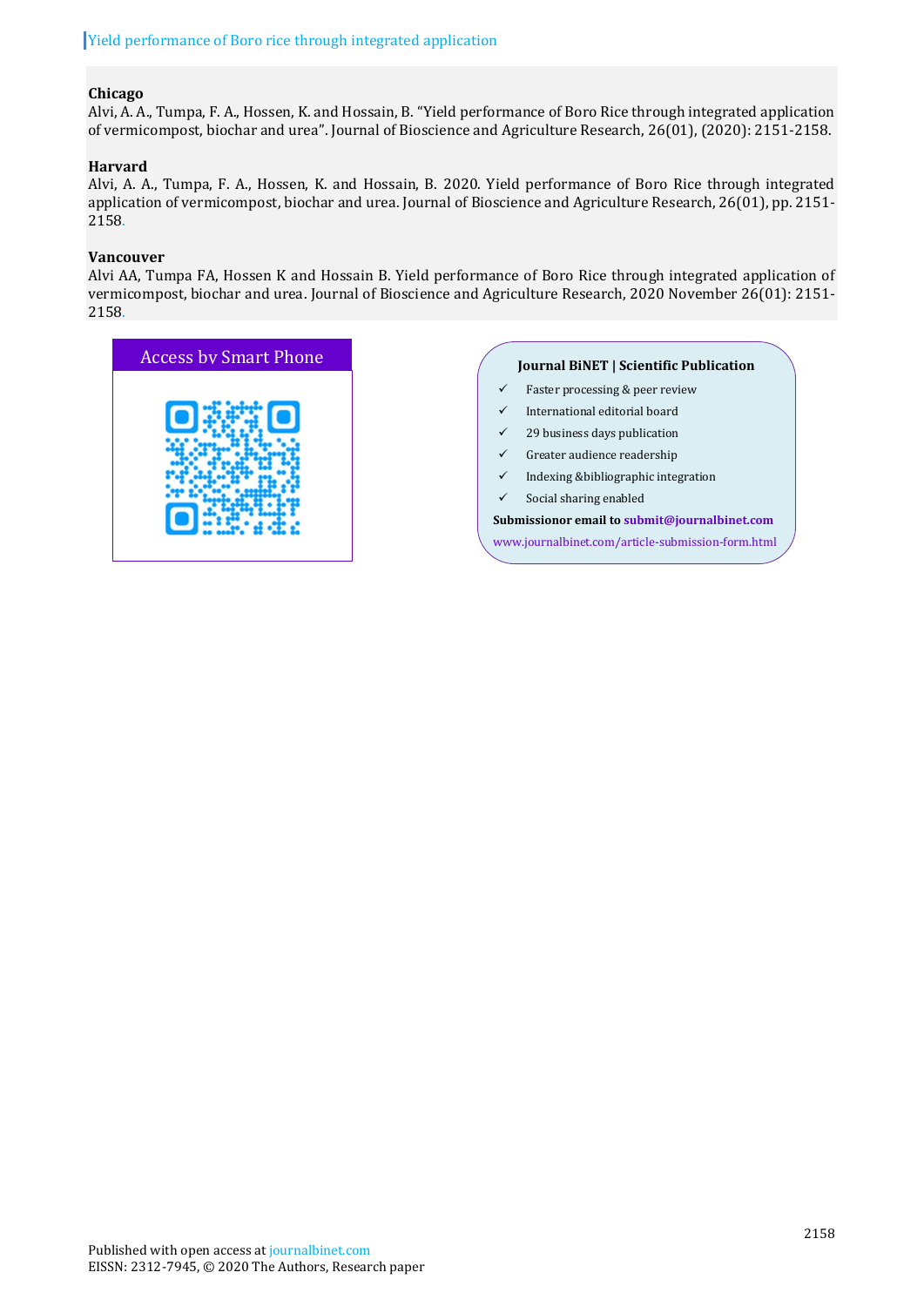**Chicago**

Alvi, A. A., Tumpa, F. A., Hossen, K. and Hossain, B. "Yield performance of Boro Rice through integrated application of vermicompost, biochar and urea". Journal of Bioscience and Agriculture Research, 26(01), (2020): 2151-2158.

**Harvard**

Alvi, A. A., Tumpa, F. A., Hossen, K. and Hossain, B. 2020. Yield performance of Boro Rice through integrated application of vermicompost, biochar and urea. Journal of Bioscience and Agriculture Research, 26(01), pp. 2151-2158.

**Vancouver**

Alvi AA, Tumpa FA, Hossen K and Hossain B. Yield performance of Boro Rice through integrated application of vermicompost, biochar and urea. Journal of Bioscience and Agriculture Research, 2020 November 26(01): 2151-2158.

Access by Smart Phone

**Journal BiNET | Scientific Publication**

- ✓ Faster processing & peer review
- ✓ International editorial board
- ✓ 29 business days publication
- ✓ Greater audience readership
- ✓ Indexing &bibliographic integration
- ✓ Social sharing enabled

**Submissionor email to submit@journalbinet.com**

www.journalbinet.com/article-submission-form.html

Published with open access at journalbinet.com
EISSN: 2312-7945, © 2020 The Authors, Research paper